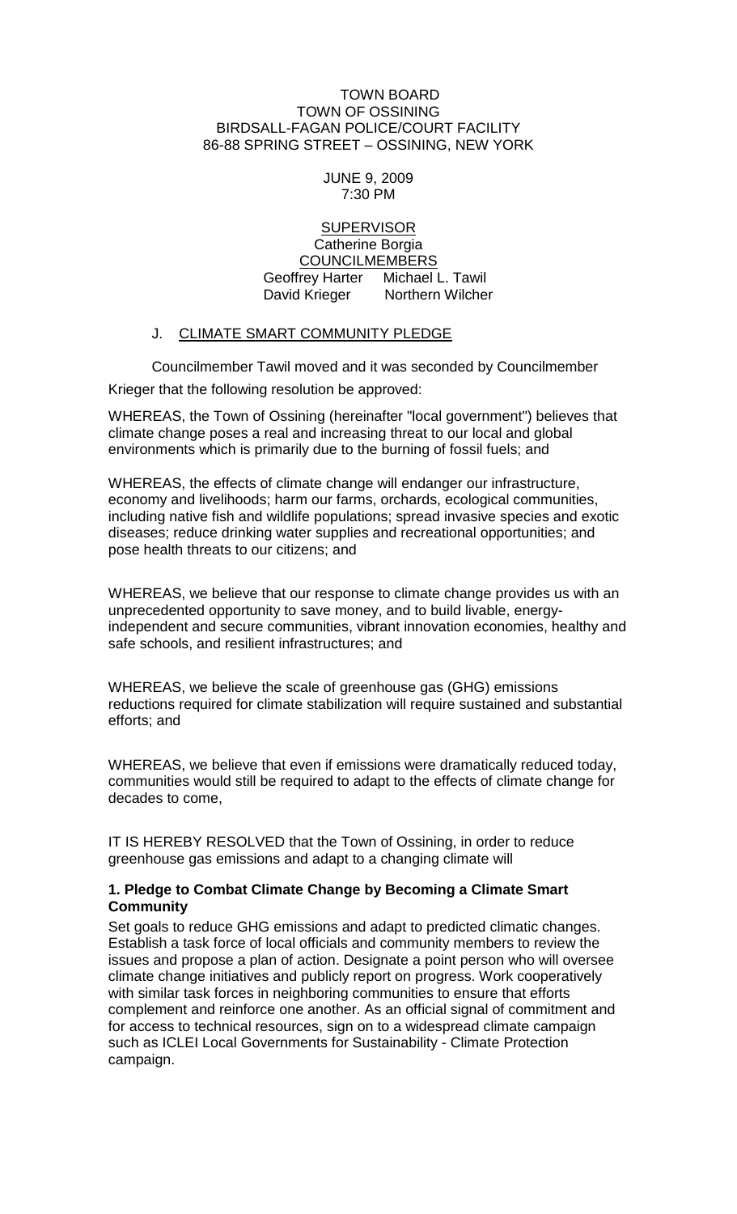TOWN BOARD
TOWN OF OSSINING
BIRDSALL-FAGAN POLICE/COURT FACILITY
86-88 SPRING STREET – OSSINING, NEW YORK

JUNE 9, 2009
7:30 PM

SUPERVISOR
Catherine Borgia
COUNCILMEMBERS
Geoffrey Harter Michael L. Tawil
David Krieger Northern Wilcher

J. CLIMATE SMART COMMUNITY PLEDGE

Councilmember Tawil moved and it was seconded by Councilmember Krieger that the following resolution be approved:

WHEREAS, the Town of Ossining (hereinafter "local government") believes that climate change poses a real and increasing threat to our local and global environments which is primarily due to the burning of fossil fuels; and

WHEREAS, the effects of climate change will endanger our infrastructure, economy and livelihoods; harm our farms, orchards, ecological communities, including native fish and wildlife populations; spread invasive species and exotic diseases; reduce drinking water supplies and recreational opportunities; and pose health threats to our citizens; and

WHEREAS, we believe that our response to climate change provides us with an unprecedented opportunity to save money, and to build livable, energy-independent and secure communities, vibrant innovation economies, healthy and safe schools, and resilient infrastructures; and

WHEREAS, we believe the scale of greenhouse gas (GHG) emissions reductions required for climate stabilization will require sustained and substantial efforts; and

WHEREAS, we believe that even if emissions were dramatically reduced today, communities would still be required to adapt to the effects of climate change for decades to come,

IT IS HEREBY RESOLVED that the Town of Ossining, in order to reduce greenhouse gas emissions and adapt to a changing climate will

**1. Pledge to Combat Climate Change by Becoming a Climate Smart Community**

Set goals to reduce GHG emissions and adapt to predicted climatic changes. Establish a task force of local officials and community members to review the issues and propose a plan of action. Designate a point person who will oversee climate change initiatives and publicly report on progress. Work cooperatively with similar task forces in neighboring communities to ensure that efforts complement and reinforce one another. As an official signal of commitment and for access to technical resources, sign on to a widespread climate campaign such as ICLEI Local Governments for Sustainability - Climate Protection campaign.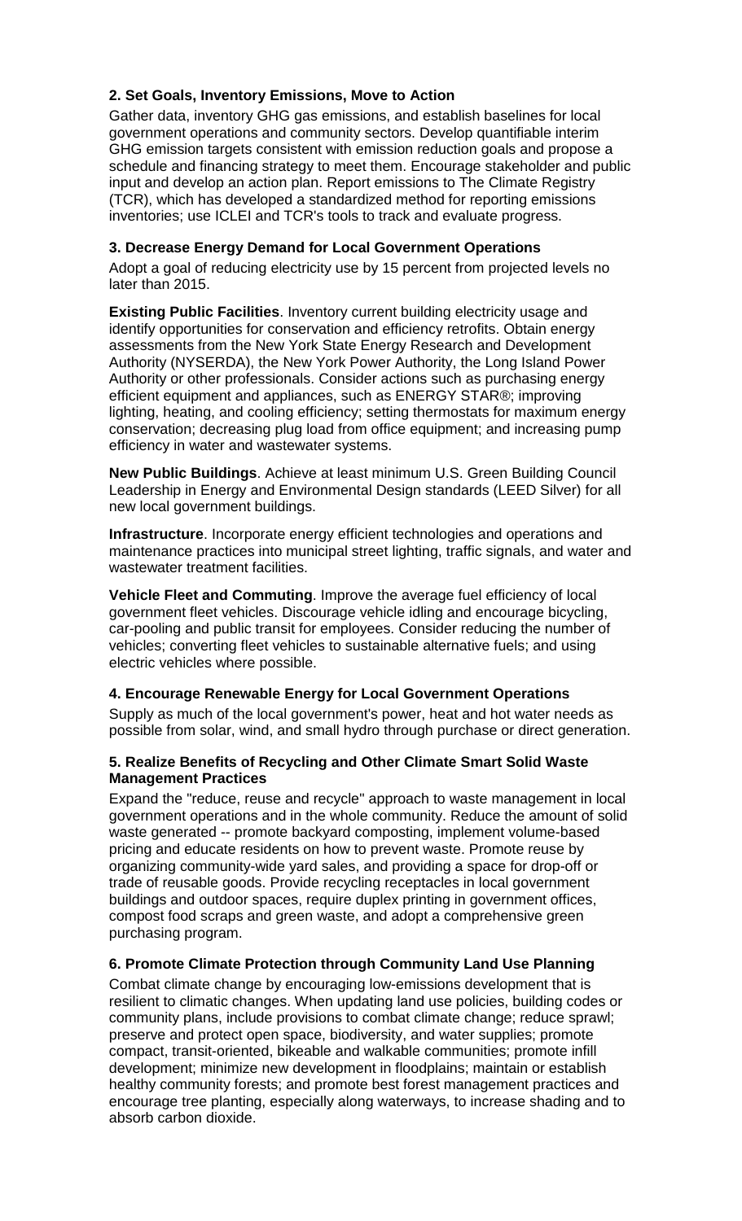**2. Set Goals, Inventory Emissions, Move to Action**

Gather data, inventory GHG gas emissions, and establish baselines for local government operations and community sectors. Develop quantifiable interim GHG emission targets consistent with emission reduction goals and propose a schedule and financing strategy to meet them. Encourage stakeholder and public input and develop an action plan. Report emissions to The Climate Registry (TCR), which has developed a standardized method for reporting emissions inventories; use ICLEI and TCR's tools to track and evaluate progress.

**3. Decrease Energy Demand for Local Government Operations**

Adopt a goal of reducing electricity use by 15 percent from projected levels no later than 2015.

**Existing Public Facilities**. Inventory current building electricity usage and identify opportunities for conservation and efficiency retrofits. Obtain energy assessments from the New York State Energy Research and Development Authority (NYSERDA), the New York Power Authority, the Long Island Power Authority or other professionals. Consider actions such as purchasing energy efficient equipment and appliances, such as ENERGY STAR®; improving lighting, heating, and cooling efficiency; setting thermostats for maximum energy conservation; decreasing plug load from office equipment; and increasing pump efficiency in water and wastewater systems.

**New Public Buildings**. Achieve at least minimum U.S. Green Building Council Leadership in Energy and Environmental Design standards (LEED Silver) for all new local government buildings.

**Infrastructure**. Incorporate energy efficient technologies and operations and maintenance practices into municipal street lighting, traffic signals, and water and wastewater treatment facilities.

**Vehicle Fleet and Commuting**. Improve the average fuel efficiency of local government fleet vehicles. Discourage vehicle idling and encourage bicycling, car-pooling and public transit for employees. Consider reducing the number of vehicles; converting fleet vehicles to sustainable alternative fuels; and using electric vehicles where possible.

**4. Encourage Renewable Energy for Local Government Operations**

Supply as much of the local government's power, heat and hot water needs as possible from solar, wind, and small hydro through purchase or direct generation.

**5. Realize Benefits of Recycling and Other Climate Smart Solid Waste Management Practices**

Expand the "reduce, reuse and recycle" approach to waste management in local government operations and in the whole community. Reduce the amount of solid waste generated -- promote backyard composting, implement volume-based pricing and educate residents on how to prevent waste. Promote reuse by organizing community-wide yard sales, and providing a space for drop-off or trade of reusable goods. Provide recycling receptacles in local government buildings and outdoor spaces, require duplex printing in government offices, compost food scraps and green waste, and adopt a comprehensive green purchasing program.

**6. Promote Climate Protection through Community Land Use Planning**

Combat climate change by encouraging low-emissions development that is resilient to climatic changes. When updating land use policies, building codes or community plans, include provisions to combat climate change; reduce sprawl; preserve and protect open space, biodiversity, and water supplies; promote compact, transit-oriented, bikeable and walkable communities; promote infill development; minimize new development in floodplains; maintain or establish healthy community forests; and promote best forest management practices and encourage tree planting, especially along waterways, to increase shading and to absorb carbon dioxide.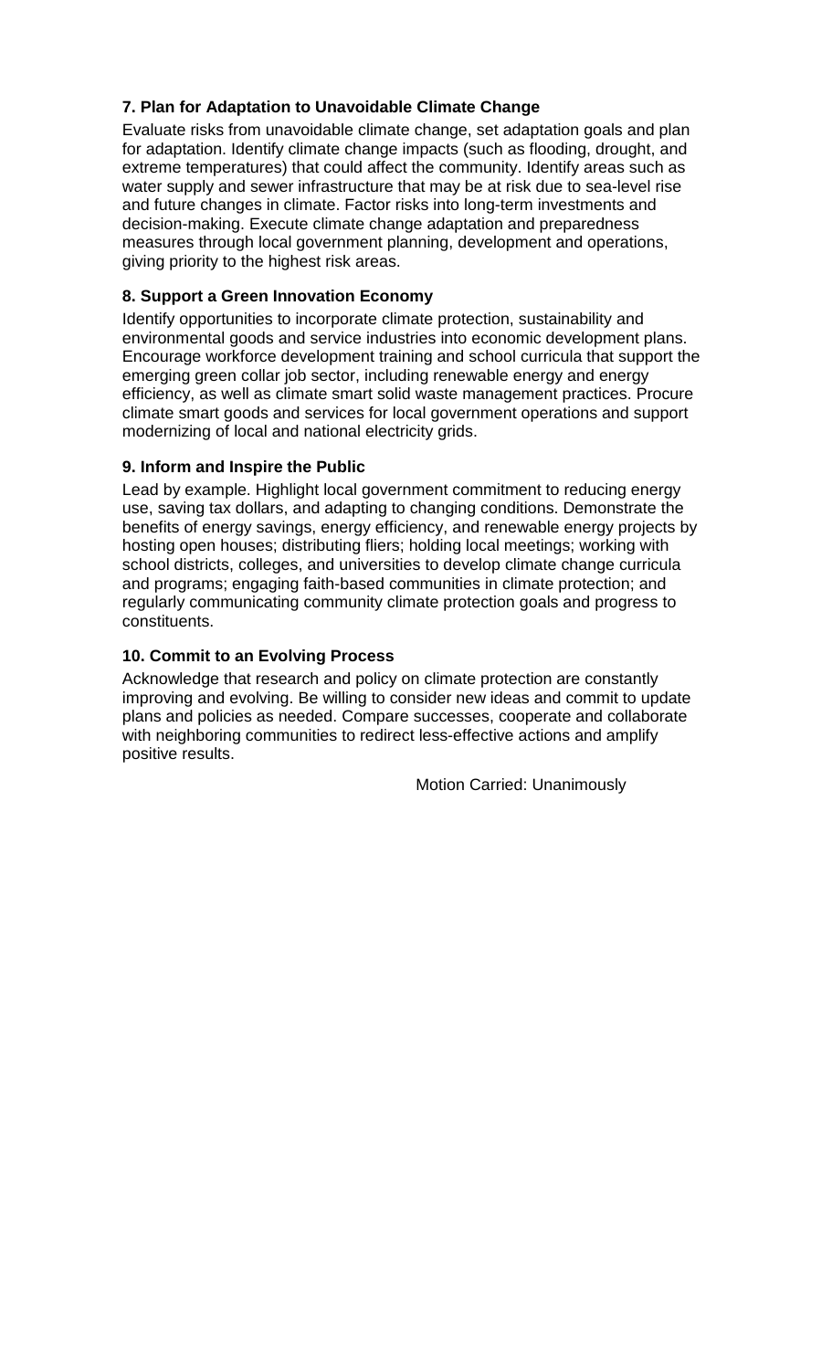**7. Plan for Adaptation to Unavoidable Climate Change**

Evaluate risks from unavoidable climate change, set adaptation goals and plan for adaptation. Identify climate change impacts (such as flooding, drought, and extreme temperatures) that could affect the community. Identify areas such as water supply and sewer infrastructure that may be at risk due to sea-level rise and future changes in climate. Factor risks into long-term investments and decision-making. Execute climate change adaptation and preparedness measures through local government planning, development and operations, giving priority to the highest risk areas.

**8. Support a Green Innovation Economy**

Identify opportunities to incorporate climate protection, sustainability and environmental goods and service industries into economic development plans. Encourage workforce development training and school curricula that support the emerging green collar job sector, including renewable energy and energy efficiency, as well as climate smart solid waste management practices. Procure climate smart goods and services for local government operations and support modernizing of local and national electricity grids.

**9. Inform and Inspire the Public**

Lead by example. Highlight local government commitment to reducing energy use, saving tax dollars, and adapting to changing conditions. Demonstrate the benefits of energy savings, energy efficiency, and renewable energy projects by hosting open houses; distributing fliers; holding local meetings; working with school districts, colleges, and universities to develop climate change curricula and programs; engaging faith-based communities in climate protection; and regularly communicating community climate protection goals and progress to constituents.

**10. Commit to an Evolving Process**

Acknowledge that research and policy on climate protection are constantly improving and evolving. Be willing to consider new ideas and commit to update plans and policies as needed. Compare successes, cooperate and collaborate with neighboring communities to redirect less-effective actions and amplify positive results.

Motion Carried: Unanimously